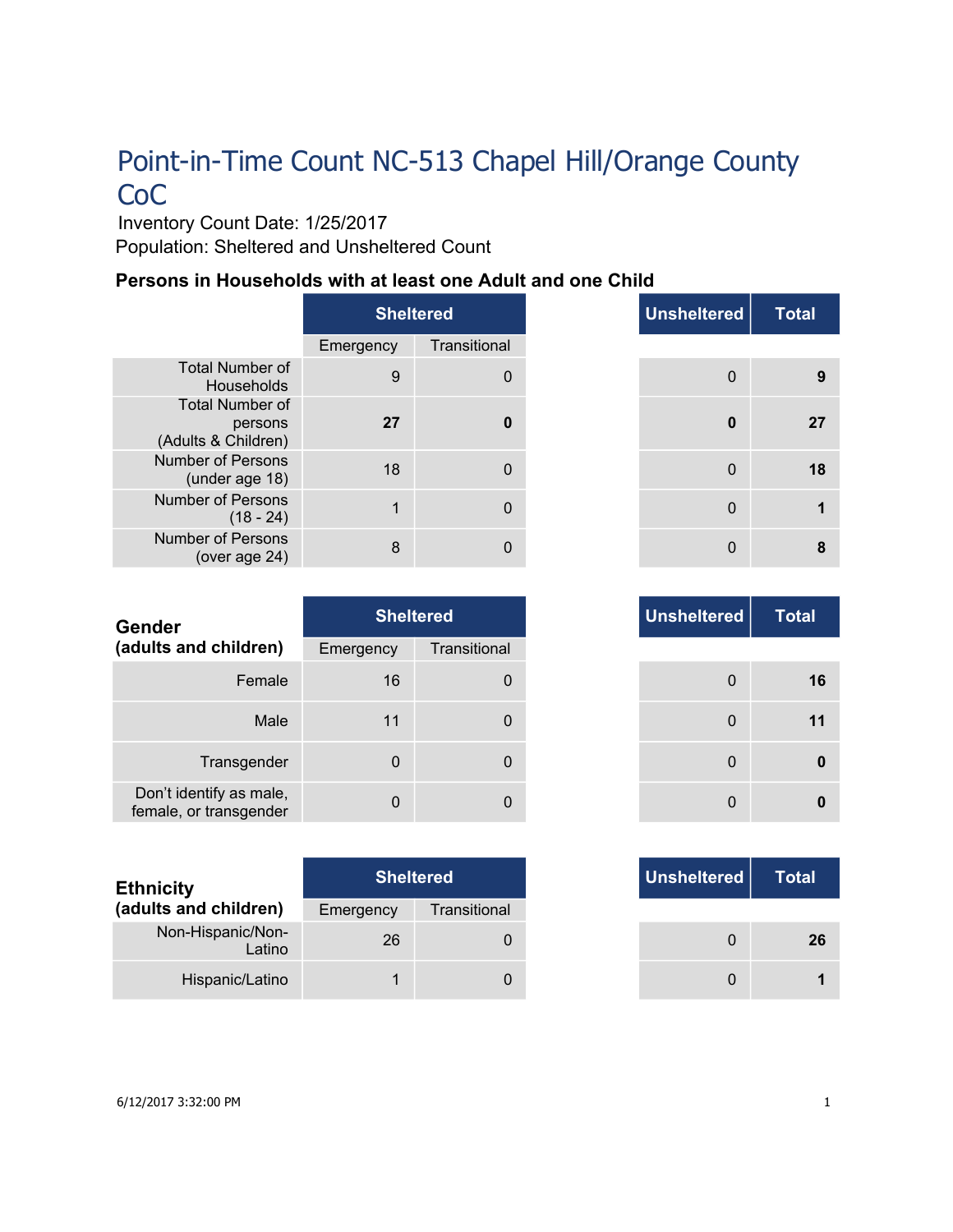# Point-in-Time Count NC-513 Chapel Hill/Orange County CoC

Inventory Count Date: 1/25/2017

Population: Sheltered and Unsheltered Count

### Persons in Households with at least one Adult and one Child

| | Sheltered | | Unsheltered | Total |
|---|---|---|---|---|
| | Emergency | Transitional | | |
| Total Number of Households | 9 | 0 | 0 | **9** |
| Total Number of persons (Adults & Children) | **27** | **0** | **0** | **27** |
| Number of Persons (under age 18) | 18 | 0 | 0 | **18** |
| Number of Persons (18 - 24) | 1 | 0 | 0 | **1** |
| Number of Persons (over age 24) | 8 | 0 | 0 | **8** |

| **Gender (adults and children)** | Sheltered | | Unsheltered | Total |
|---|---|---|---|---|
| | Emergency | Transitional | | |
| Female | 16 | 0 | 0 | **16** |
| Male | 11 | 0 | 0 | **11** |
| Transgender | 0 | 0 | 0 | **0** |
| Don't identify as male, female, or transgender | 0 | 0 | 0 | **0** |

| **Ethnicity (adults and children)** | Sheltered | | Unsheltered | Total |
|---|---|---|---|---|
| | Emergency | Transitional | | |
| Non-Hispanic/Non-Latino | 26 | 0 | 0 | **26** |
| Hispanic/Latino | 1 | 0 | 0 | **1** |

6/12/2017 3:32:00 PM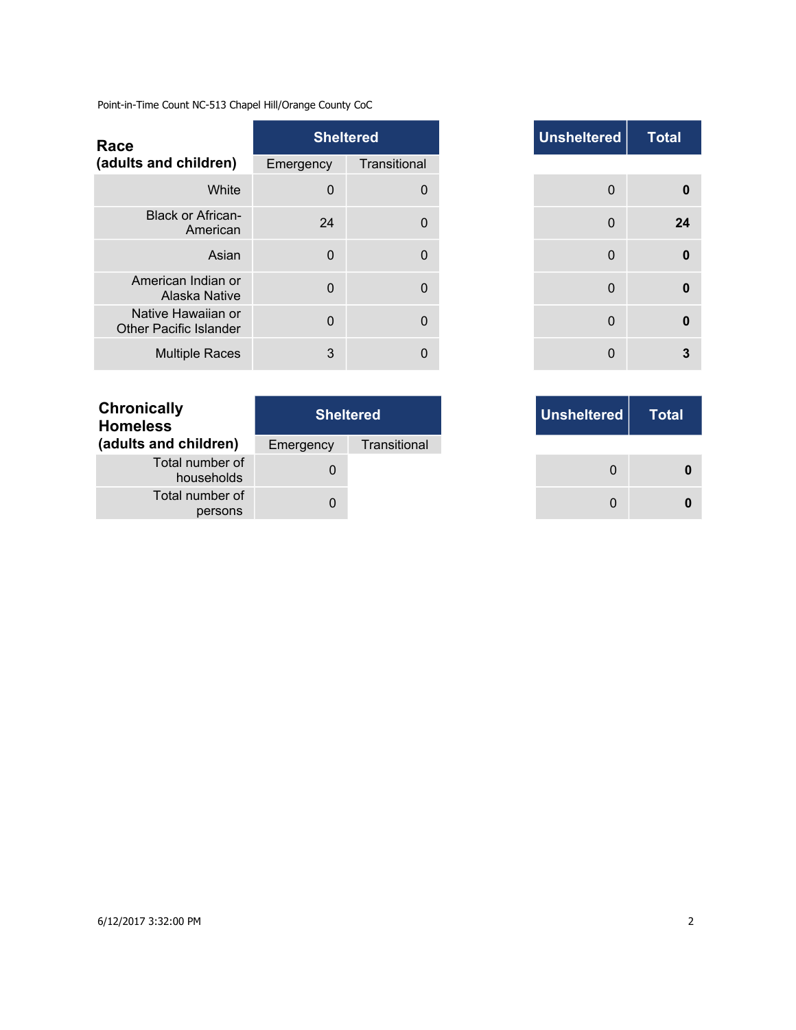Point-in-Time Count NC-513 Chapel Hill/Orange County CoC

| Race (adults and children) | Sheltered | | Unsheltered | Total |
|---|---|---|---|---|
| | Emergency | Transitional | | |
| White | 0 | 0 | 0 | **0** |
| Black or African-American | 24 | 0 | 0 | **24** |
| Asian | 0 | 0 | 0 | **0** |
| American Indian or Alaska Native | 0 | 0 | 0 | **0** |
| Native Hawaiian or Other Pacific Islander | 0 | 0 | 0 | **0** |
| Multiple Races | 3 | 0 | 0 | **3** |

| Chronically Homeless (adults and children) | Sheltered | | Unsheltered | Total |
|---|---|---|---|---|
| | Emergency | Transitional | | |
| Total number of households | 0 | | 0 | **0** |
| Total number of persons | 0 | | 0 | **0** |

6/12/2017 3:32:00 PM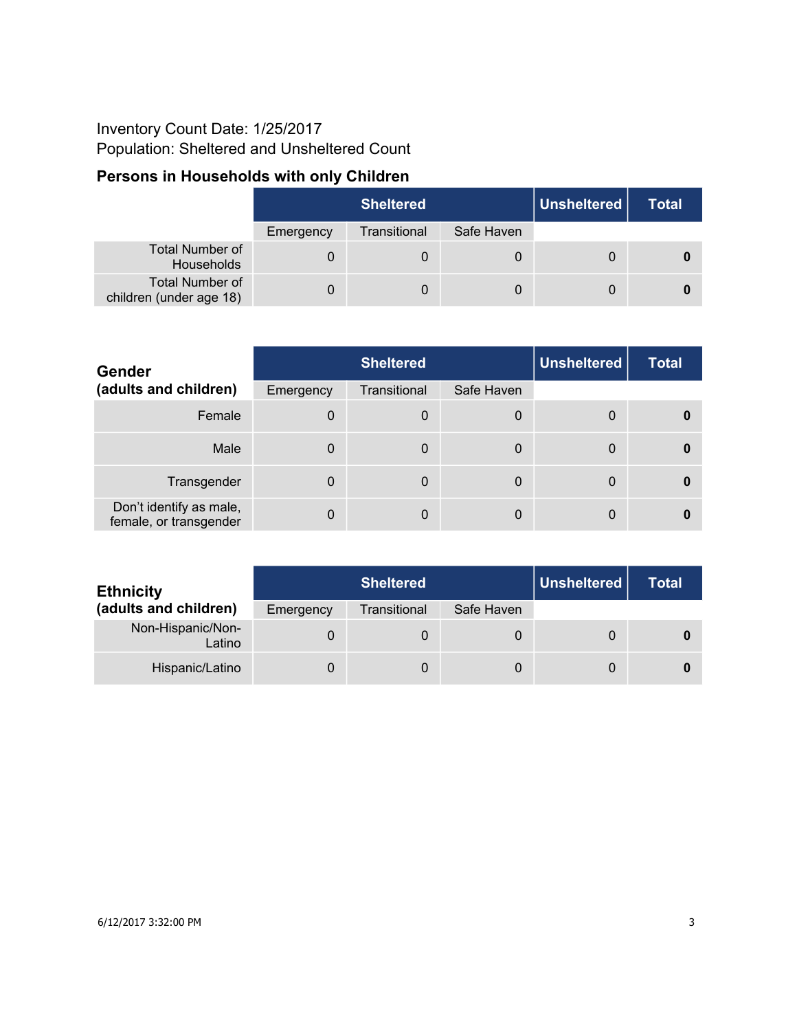Inventory Count Date: 1/25/2017
Population: Sheltered and Unsheltered Count

## Persons in Households with only Children

| | Sheltered | | | Unsheltered | Total |
|---|---|---|---|---|---|
| | Emergency | Transitional | Safe Haven | | |
| Total Number of Households | 0 | 0 | 0 | 0 | **0** |
| Total Number of children (under age 18) | 0 | 0 | 0 | 0 | **0** |

| **Gender (adults and children)** | Sheltered | | | Unsheltered | Total |
|---|---|---|---|---|---|
| | Emergency | Transitional | Safe Haven | | |
| Female | 0 | 0 | 0 | 0 | **0** |
| Male | 0 | 0 | 0 | 0 | **0** |
| Transgender | 0 | 0 | 0 | 0 | **0** |
| Don't identify as male, female, or transgender | 0 | 0 | 0 | 0 | **0** |

| **Ethnicity (adults and children)** | Sheltered | | | Unsheltered | Total |
|---|---|---|---|---|---|
| | Emergency | Transitional | Safe Haven | | |
| Non-Hispanic/Non-Latino | 0 | 0 | 0 | 0 | **0** |
| Hispanic/Latino | 0 | 0 | 0 | 0 | **0** |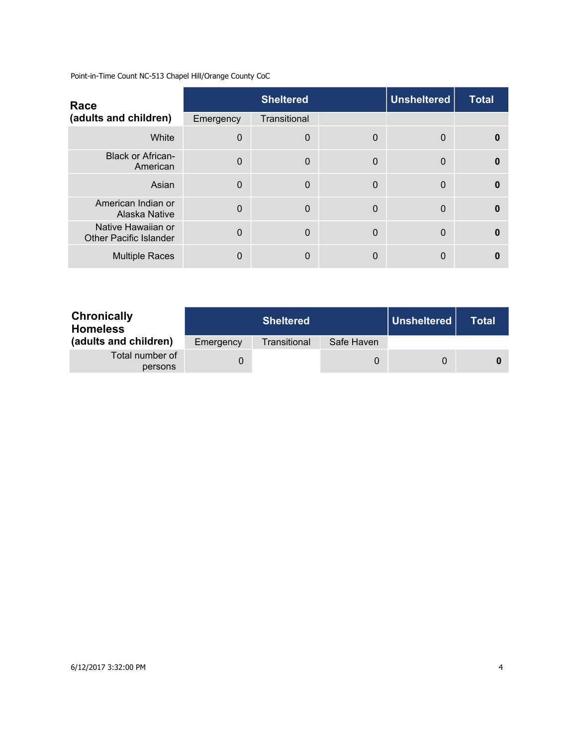Point-in-Time Count NC-513 Chapel Hill/Orange County CoC

| Race (adults and children) | Sheltered | | | Unsheltered | Total |
|---|---|---|---|---|---|
| | Emergency | Transitional | | | |
| White | 0 | 0 | 0 | 0 | **0** |
| Black or African-American | 0 | 0 | 0 | 0 | **0** |
| Asian | 0 | 0 | 0 | 0 | **0** |
| American Indian or Alaska Native | 0 | 0 | 0 | 0 | **0** |
| Native Hawaiian or Other Pacific Islander | 0 | 0 | 0 | 0 | **0** |
| Multiple Races | 0 | 0 | 0 | 0 | **0** |

| Chronically Homeless (adults and children) | Sheltered | | | Unsheltered | Total |
|---|---|---|---|---|---|
| | Emergency | Transitional | Safe Haven | | |
| Total number of persons | 0 | | 0 | 0 | **0** |

6/12/2017 3:32:00 PM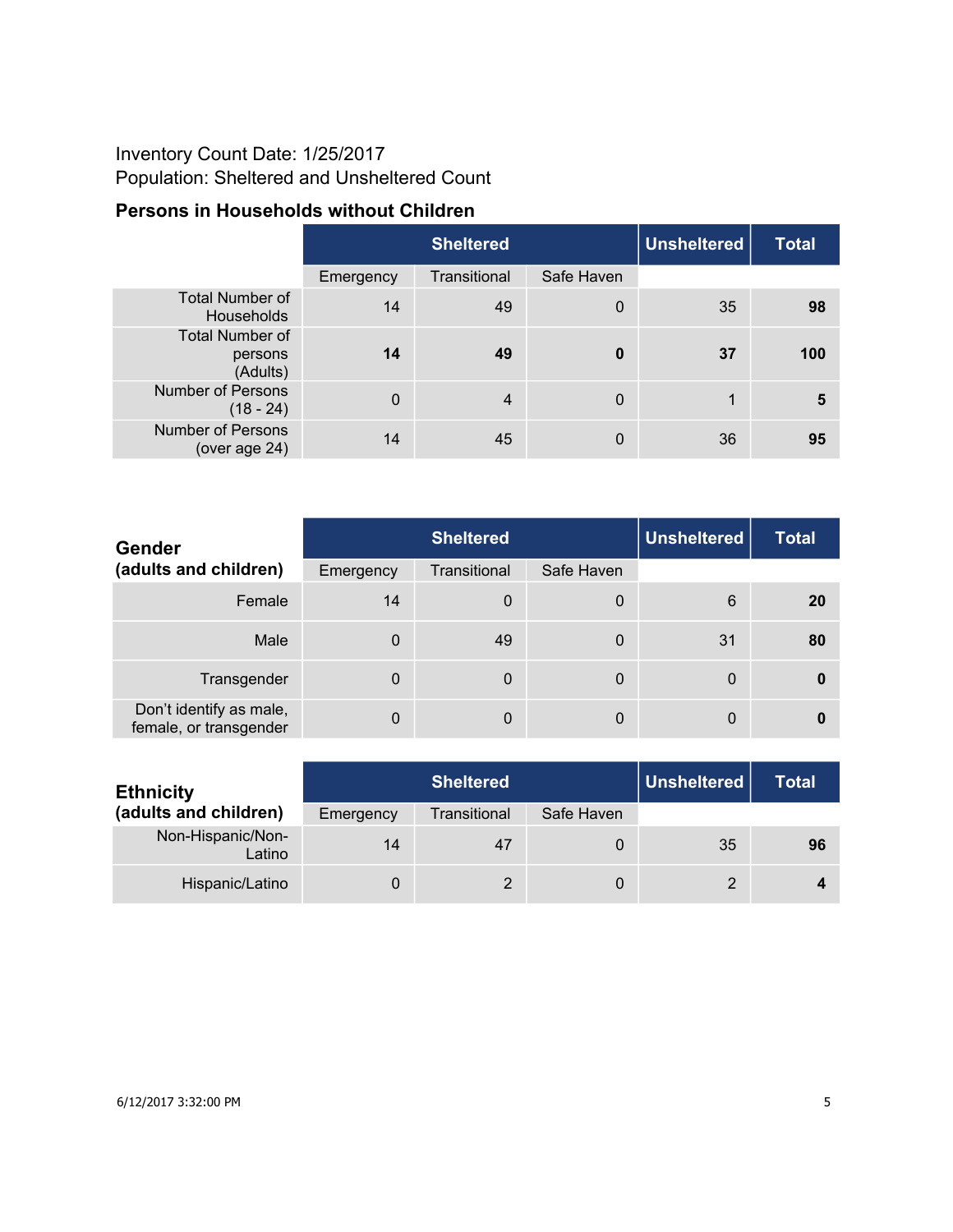Inventory Count Date: 1/25/2017

Population: Sheltered and Unsheltered Count

### Persons in Households without Children

| | Sheltered | | | Unsheltered | Total |
|---|---|---|---|---|---|
| | Emergency | Transitional | Safe Haven | | |
| Total Number of Households | 14 | 49 | 0 | 35 | **98** |
| Total Number of persons (Adults) | **14** | **49** | **0** | **37** | **100** |
| Number of Persons (18 - 24) | 0 | 4 | 0 | 1 | **5** |
| Number of Persons (over age 24) | 14 | 45 | 0 | 36 | **95** |

| **Gender (adults and children)** | Sheltered | | | Unsheltered | Total |
|---|---|---|---|---|---|
| | Emergency | Transitional | Safe Haven | | |
| Female | 14 | 0 | 0 | 6 | **20** |
| Male | 0 | 49 | 0 | 31 | **80** |
| Transgender | 0 | 0 | 0 | 0 | **0** |
| Don't identify as male, female, or transgender | 0 | 0 | 0 | 0 | **0** |

| **Ethnicity (adults and children)** | Sheltered | | | Unsheltered | Total |
|---|---|---|---|---|---|
| | Emergency | Transitional | Safe Haven | | |
| Non-Hispanic/Non-Latino | 14 | 47 | 0 | 35 | **96** |
| Hispanic/Latino | 0 | 2 | 0 | 2 | **4** |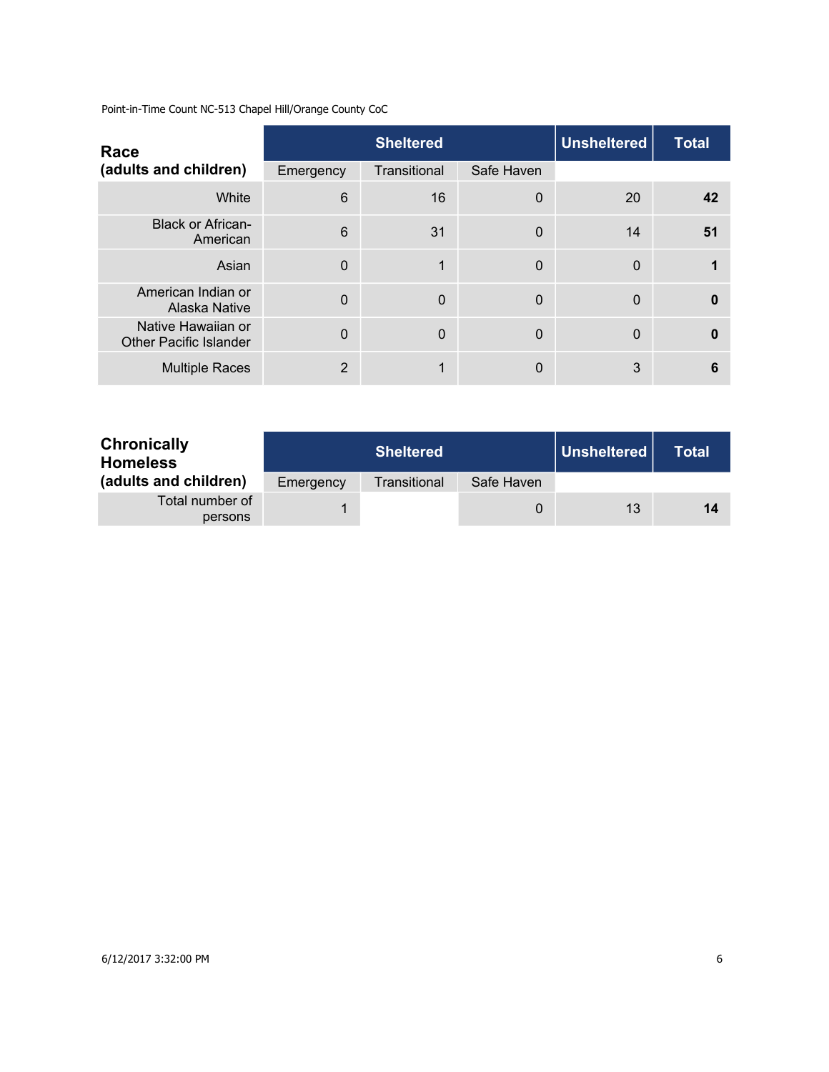Point-in-Time Count NC-513 Chapel Hill/Orange County CoC

| Race (adults and children) | Sheltered | | | Unsheltered | Total |
|---|---|---|---|---|---|
| | Emergency | Transitional | Safe Haven | | |
| White | 6 | 16 | 0 | 20 | **42** |
| Black or African-American | 6 | 31 | 0 | 14 | **51** |
| Asian | 0 | 1 | 0 | 0 | **1** |
| American Indian or Alaska Native | 0 | 0 | 0 | 0 | **0** |
| Native Hawaiian or Other Pacific Islander | 0 | 0 | 0 | 0 | **0** |
| Multiple Races | 2 | 1 | 0 | 3 | **6** |

| Chronically Homeless (adults and children) | Sheltered | | | Unsheltered | Total |
|---|---|---|---|---|---|
| | Emergency | Transitional | Safe Haven | | |
| Total number of persons | 1 | | 0 | 13 | **14** |

6/12/2017 3:32:00 PM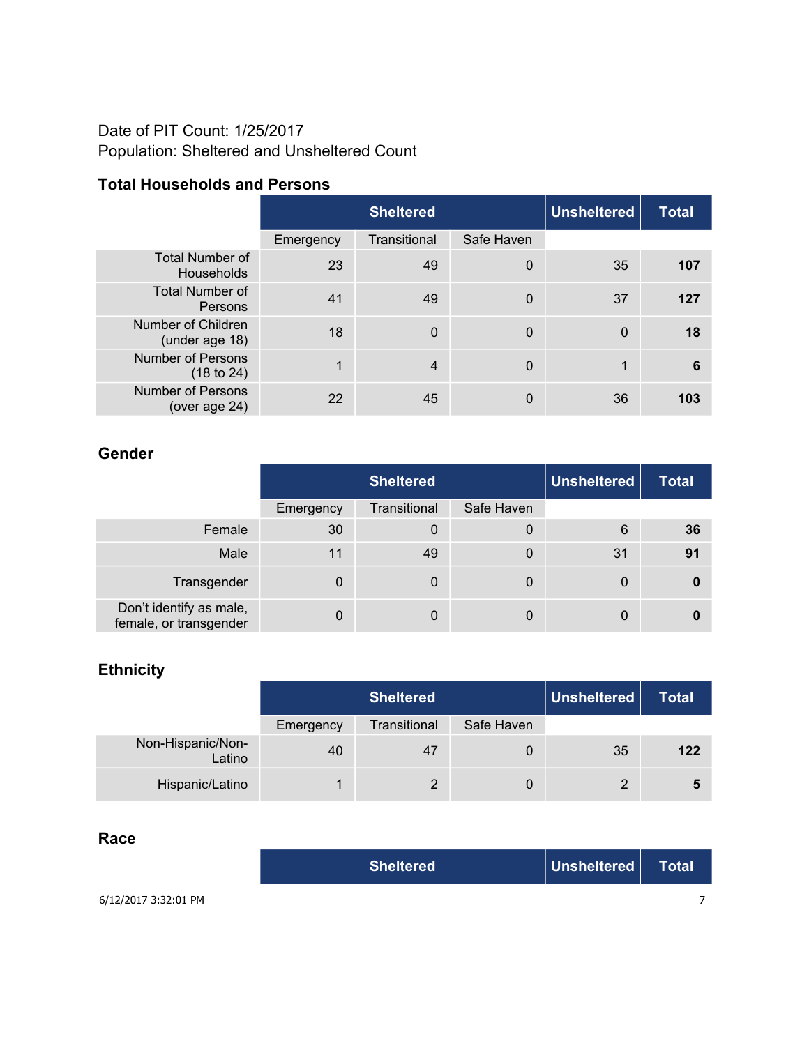Date of PIT Count: 1/25/2017
Population: Sheltered and Unsheltered Count

### Total Households and Persons

| | Sheltered | | | Unsheltered | Total |
|---|---|---|---|---|---|
| | Emergency | Transitional | Safe Haven | | |
| Total Number of Households | 23 | 49 | 0 | 35 | **107** |
| Total Number of Persons | 41 | 49 | 0 | 37 | **127** |
| Number of Children (under age 18) | 18 | 0 | 0 | 0 | **18** |
| Number of Persons (18 to 24) | 1 | 4 | 0 | 1 | **6** |
| Number of Persons (over age 24) | 22 | 45 | 0 | 36 | **103** |

### Gender

| | Sheltered | | | Unsheltered | Total |
|---|---|---|---|---|---|
| | Emergency | Transitional | Safe Haven | | |
| Female | 30 | 0 | 0 | 6 | **36** |
| Male | 11 | 49 | 0 | 31 | **91** |
| Transgender | 0 | 0 | 0 | 0 | **0** |
| Don't identify as male, female, or transgender | 0 | 0 | 0 | 0 | **0** |

### Ethnicity

| | Sheltered | | | Unsheltered | Total |
|---|---|---|---|---|---|
| | Emergency | Transitional | Safe Haven | | |
| Non-Hispanic/Non-Latino | 40 | 47 | 0 | 35 | **122** |
| Hispanic/Latino | 1 | 2 | 0 | 2 | **5** |

### Race

| Sheltered | Unsheltered | Total |
|---|---|---|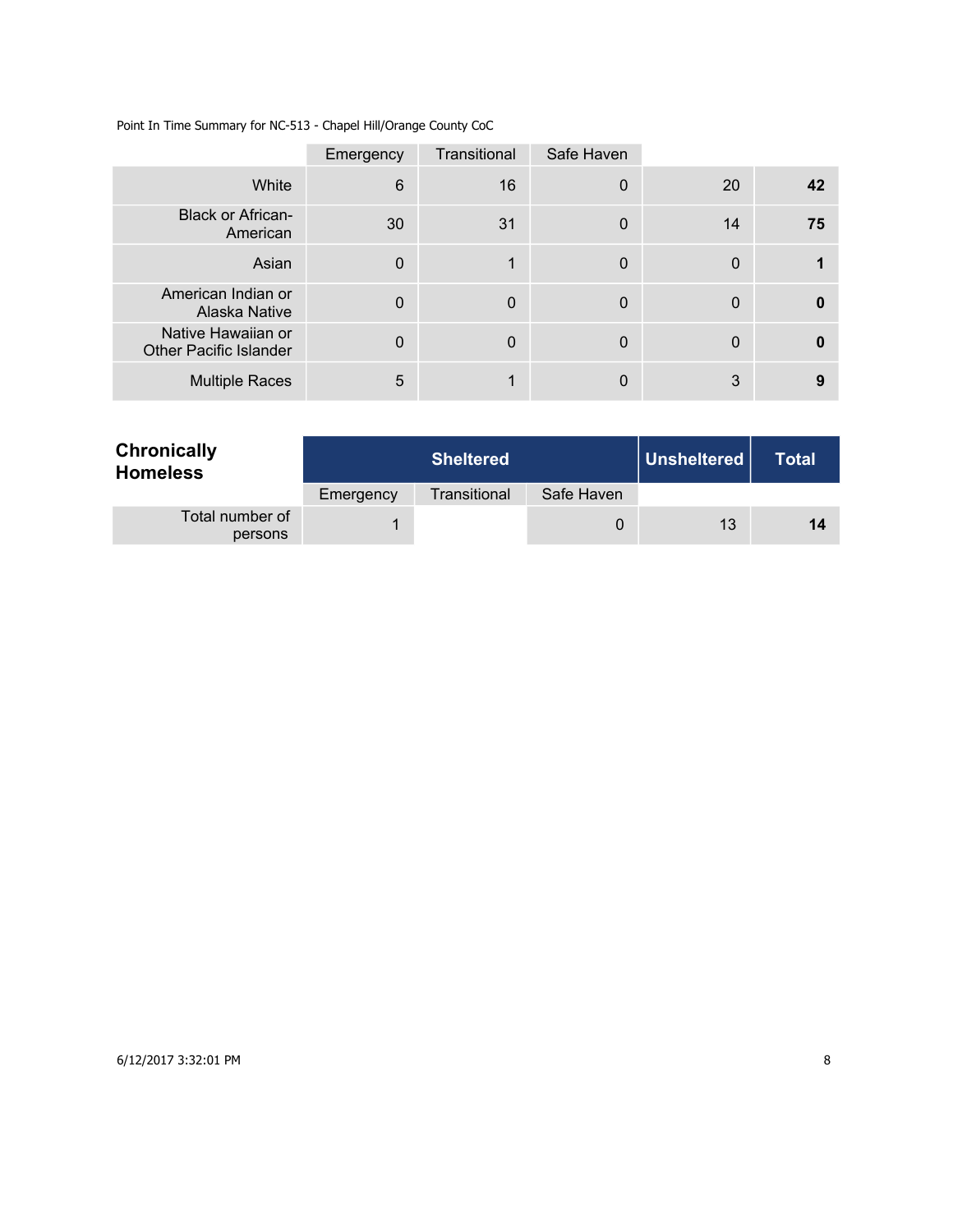Point In Time Summary for NC-513 - Chapel Hill/Orange County CoC

| | Emergency | Transitional | Safe Haven | | |
|---|---|---|---|---|---|
| White | 6 | 16 | 0 | 20 | **42** |
| Black or African-American | 30 | 31 | 0 | 14 | **75** |
| Asian | 0 | 1 | 0 | 0 | **1** |
| American Indian or Alaska Native | 0 | 0 | 0 | 0 | **0** |
| Native Hawaiian or Other Pacific Islander | 0 | 0 | 0 | 0 | **0** |
| Multiple Races | 5 | 1 | 0 | 3 | **9** |

| **Chronically Homeless** | **Sheltered** | | | **Unsheltered** | **Total** |
|---|---|---|---|---|---|
| | Emergency | Transitional | Safe Haven | | |
| Total number of persons | 1 | | 0 | 13 | **14** |